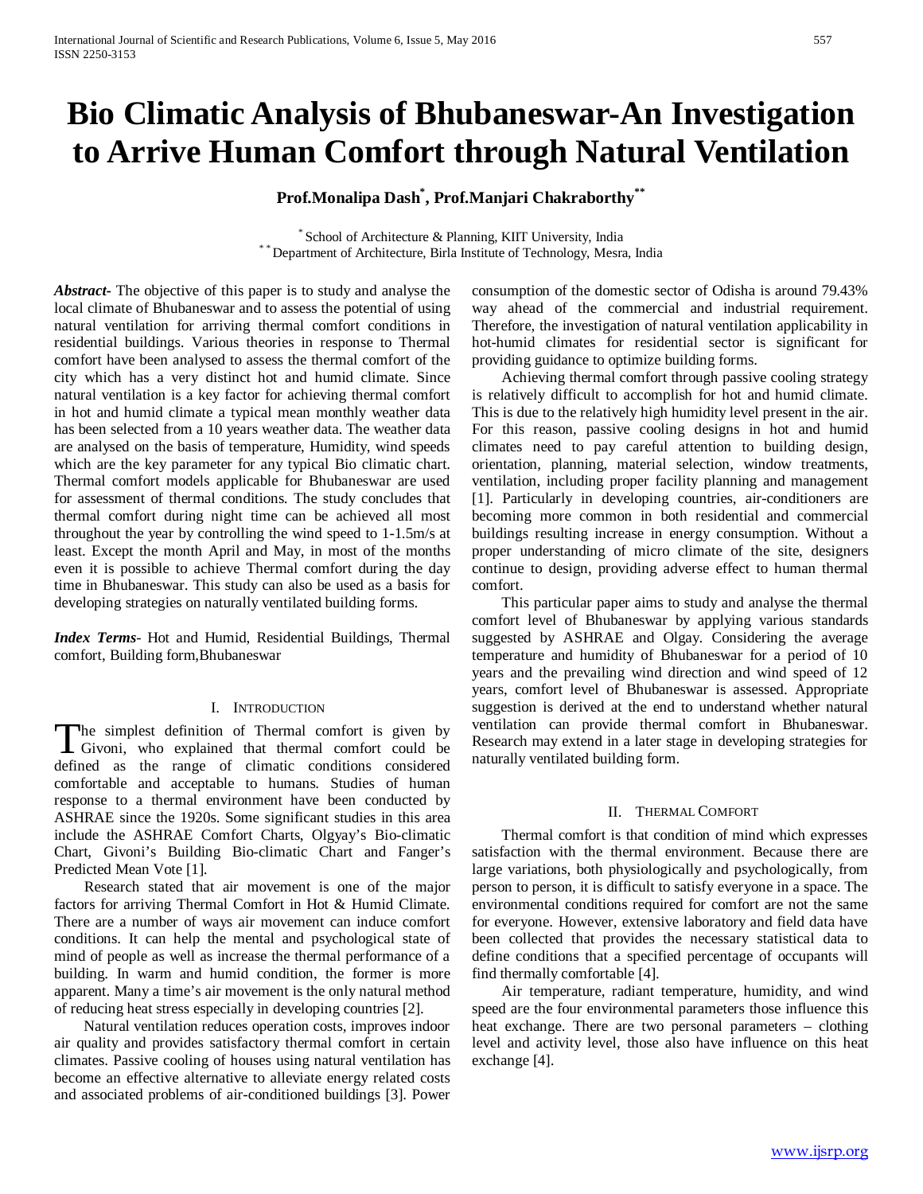# Bio Climatic Analysis of Bhubaneswar-An Investigation to Arrive Human Comfort through Natural Ventilation

**Prof.Monalipa Dash[*], Prof.Manjari Chakraborthy[**]**

[*] School of Architecture & Planning, KIIT University, India
[**] Department of Architecture, Birla Institute of Technology, Mesra, India

***Abstract-*** The objective of this paper is to study and analyse the local climate of Bhubaneswar and to assess the potential of using natural ventilation for arriving thermal comfort conditions in residential buildings. Various theories in response to Thermal comfort have been analysed to assess the thermal comfort of the city which has a very distinct hot and humid climate. Since natural ventilation is a key factor for achieving thermal comfort in hot and humid climate a typical mean monthly weather data has been selected from a 10 years weather data. The weather data are analysed on the basis of temperature, Humidity, wind speeds which are the key parameter for any typical Bio climatic chart. Thermal comfort models applicable for Bhubaneswar are used for assessment of thermal conditions. The study concludes that thermal comfort during night time can be achieved all most throughout the year by controlling the wind speed to 1-1.5m/s at least. Except the month April and May, in most of the months even it is possible to achieve Thermal comfort during the day time in Bhubaneswar. This study can also be used as a basis for developing strategies on naturally ventilated building forms.

***Index Terms*-** Hot and Humid, Residential Buildings, Thermal comfort, Building form,Bhubaneswar

## I. Introduction

The simplest definition of Thermal comfort is given by Givoni, who explained that thermal comfort could be defined as the range of climatic conditions considered comfortable and acceptable to humans. Studies of human response to a thermal environment have been conducted by ASHRAE since the 1920s. Some significant studies in this area include the ASHRAE Comfort Charts, Olgyay's Bio-climatic Chart, Givoni's Building Bio-climatic Chart and Fanger's Predicted Mean Vote [1].

Research stated that air movement is one of the major factors for arriving Thermal Comfort in Hot & Humid Climate. There are a number of ways air movement can induce comfort conditions. It can help the mental and psychological state of mind of people as well as increase the thermal performance of a building. In warm and humid condition, the former is more apparent. Many a time's air movement is the only natural method of reducing heat stress especially in developing countries [2].

Natural ventilation reduces operation costs, improves indoor air quality and provides satisfactory thermal comfort in certain climates. Passive cooling of houses using natural ventilation has become an effective alternative to alleviate energy related costs and associated problems of air-conditioned buildings [3]. Power consumption of the domestic sector of Odisha is around 79.43% way ahead of the commercial and industrial requirement. Therefore, the investigation of natural ventilation applicability in hot-humid climates for residential sector is significant for providing guidance to optimize building forms.

Achieving thermal comfort through passive cooling strategy is relatively difficult to accomplish for hot and humid climate. This is due to the relatively high humidity level present in the air. For this reason, passive cooling designs in hot and humid climates need to pay careful attention to building design, orientation, planning, material selection, window treatments, ventilation, including proper facility planning and management [1]. Particularly in developing countries, air-conditioners are becoming more common in both residential and commercial buildings resulting increase in energy consumption. Without a proper understanding of micro climate of the site, designers continue to design, providing adverse effect to human thermal comfort.

This particular paper aims to study and analyse the thermal comfort level of Bhubaneswar by applying various standards suggested by ASHRAE and Olgay. Considering the average temperature and humidity of Bhubaneswar for a period of 10 years and the prevailing wind direction and wind speed of 12 years, comfort level of Bhubaneswar is assessed. Appropriate suggestion is derived at the end to understand whether natural ventilation can provide thermal comfort in Bhubaneswar. Research may extend in a later stage in developing strategies for naturally ventilated building form.

## II. Thermal Comfort

Thermal comfort is that condition of mind which expresses satisfaction with the thermal environment. Because there are large variations, both physiologically and psychologically, from person to person, it is difficult to satisfy everyone in a space. The environmental conditions required for comfort are not the same for everyone. However, extensive laboratory and field data have been collected that provides the necessary statistical data to define conditions that a specified percentage of occupants will find thermally comfortable [4].

Air temperature, radiant temperature, humidity, and wind speed are the four environmental parameters those influence this heat exchange. There are two personal parameters – clothing level and activity level, those also have influence on this heat exchange [4].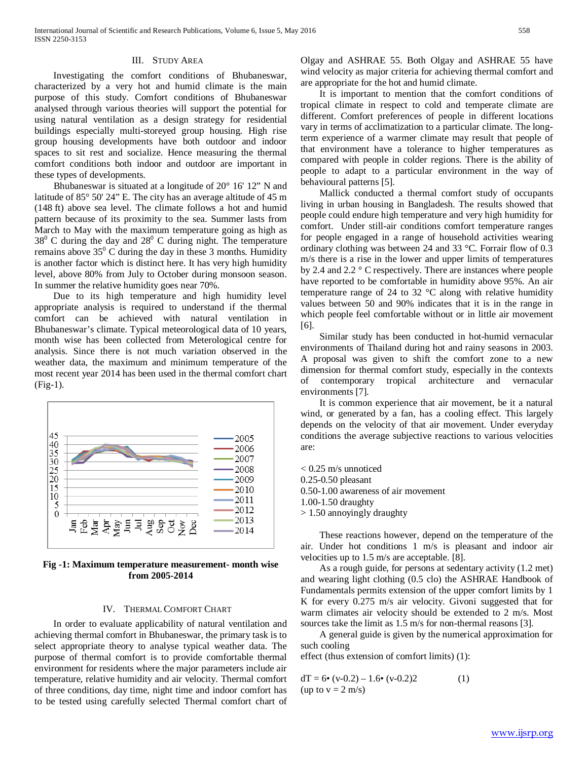## III. STUDY AREA

Investigating the comfort conditions of Bhubaneswar, characterized by a very hot and humid climate is the main purpose of this study. Comfort conditions of Bhubaneswar analysed through various theories will support the potential for using natural ventilation as a design strategy for residential buildings especially multi-storeyed group housing. High rise group housing developments have both outdoor and indoor spaces to sit rest and socialize. Hence measuring the thermal comfort conditions both indoor and outdoor are important in these types of developments.

Bhubaneswar is situated at a longitude of 20° 16' 12" N and latitude of 85° 50' 24" E. The city has an average altitude of 45 m (148 ft) above sea level. The climate follows a hot and humid pattern because of its proximity to the sea. Summer lasts from March to May with the maximum temperature going as high as $38^0$ C during the day and $28^0$ C during night. The temperature remains above $35^0$ C during the day in these 3 months. Humidity is another factor which is distinct here. It has very high humidity level, above 80% from July to October during monsoon season. In summer the relative humidity goes near 70%.

Due to its high temperature and high humidity level appropriate analysis is required to understand if the thermal comfort can be achieved with natural ventilation in Bhubaneswar's climate. Typical meteorological data of 10 years, month wise has been collected from Meterological centre for analysis. Since there is not much variation observed in the weather data, the maximum and minimum temperature of the most recent year 2014 has been used in the thermal comfort chart (Fig-1).

**Fig -1: Maximum temperature measurement- month wise from 2005-2014**

## IV. THERMAL COMFORT CHART

In order to evaluate applicability of natural ventilation and achieving thermal comfort in Bhubaneswar, the primary task is to select appropriate theory to analyse typical weather data. The purpose of thermal comfort is to provide comfortable thermal environment for residents where the major parameters include air temperature, relative humidity and air velocity. Thermal comfort of three conditions, day time, night time and indoor comfort has to be tested using carefully selected Thermal comfort chart of Olgay and ASHRAE 55. Both Olgay and ASHRAE 55 have wind velocity as major criteria for achieving thermal comfort and are appropriate for the hot and humid climate.

It is important to mention that the comfort conditions of tropical climate in respect to cold and temperate climate are different. Comfort preferences of people in different locations vary in terms of acclimatization to a particular climate. The long-term experience of a warmer climate may result that people of that environment have a tolerance to higher temperatures as compared with people in colder regions. There is the ability of people to adapt to a particular environment in the way of behavioural patterns [5].

Mallick conducted a thermal comfort study of occupants living in urban housing in Bangladesh. The results showed that people could endure high temperature and very high humidity for comfort. Under still-air conditions comfort temperature ranges for people engaged in a range of household activities wearing ordinary clothing was between 24 and 33 °C. Forrair flow of 0.3 m/s there is a rise in the lower and upper limits of temperatures by 2.4 and 2.2 ° C respectively. There are instances where people have reported to be comfortable in humidity above 95%. An air temperature range of 24 to 32 °C along with relative humidity values between 50 and 90% indicates that it is in the range in which people feel comfortable without or in little air movement [6].

Similar study has been conducted in hot-humid vernacular environments of Thailand during hot and rainy seasons in 2003. A proposal was given to shift the comfort zone to a new dimension for thermal comfort study, especially in the contexts of contemporary tropical architecture and vernacular environments [7].

It is common experience that air movement, be it a natural wind, or generated by a fan, has a cooling effect. This largely depends on the velocity of that air movement. Under everyday conditions the average subjective reactions to various velocities are:

< 0.25 m/s unnoticed
0.25-0.50 pleasant
0.50-1.00 awareness of air movement
1.00-1.50 draughty
> 1.50 annoyingly draughty

These reactions however, depend on the temperature of the air. Under hot conditions 1 m/s is pleasant and indoor air velocities up to 1.5 m/s are acceptable. [8].

As a rough guide, for persons at sedentary activity (1.2 met) and wearing light clothing (0.5 clo) the ASHRAE Handbook of Fundamentals permits extension of the upper comfort limits by 1 K for every 0.275 m/s air velocity. Givoni suggested that for warm climates air velocity should be extended to 2 m/s. Most sources take the limit as 1.5 m/s for non-thermal reasons [3].

A general guide is given by the numerical approximation for such cooling
effect (thus extension of comfort limits) (1):

$$dT = 6 \cdot (v-0.2) - 1.6 \cdot (v-0.2)^2 \qquad (1)$$

(up to v = 2 m/s)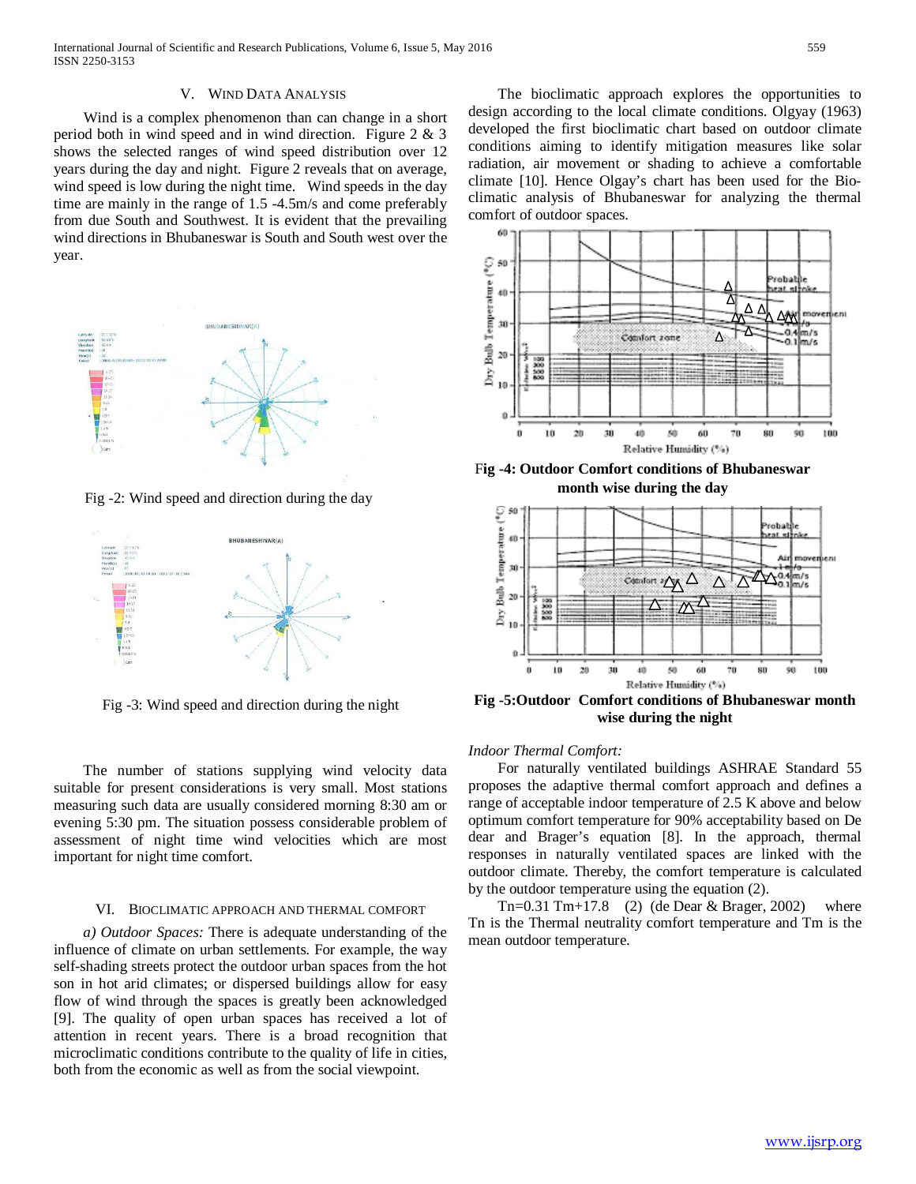## V. Wind Data Analysis

Wind is a complex phenomenon than can change in a short period both in wind speed and in wind direction. Figure 2 & 3 shows the selected ranges of wind speed distribution over 12 years during the day and night. Figure 2 reveals that on average, wind speed is low during the night time. Wind speeds in the day time are mainly in the range of 1.5 -4.5m/s and come preferably from due South and Southwest. It is evident that the prevailing wind directions in Bhubaneswar is South and South west over the year.

Fig -2: Wind speed and direction during the day

Fig -3: Wind speed and direction during the night

The number of stations supplying wind velocity data suitable for present considerations is very small. Most stations measuring such data are usually considered morning 8:30 am or evening 5:30 pm. The situation possess considerable problem of assessment of night time wind velocities which are most important for night time comfort.

## VI. Bioclimatic Approach and Thermal Comfort

*a) Outdoor Spaces:* There is adequate understanding of the influence of climate on urban settlements. For example, the way self-shading streets protect the outdoor urban spaces from the hot son in hot arid climates; or dispersed buildings allow for easy flow of wind through the spaces is greatly been acknowledged [9]. The quality of open urban spaces has received a lot of attention in recent years. There is a broad recognition that microclimatic conditions contribute to the quality of life in cities, both from the economic as well as from the social viewpoint.

The bioclimatic approach explores the opportunities to design according to the local climate conditions. Olgyay (1963) developed the first bioclimatic chart based on outdoor climate conditions aiming to identify mitigation measures like solar radiation, air movement or shading to achieve a comfortable climate [10]. Hence Olgay's chart has been used for the Bio-climatic analysis of Bhubaneswar for analyzing the thermal comfort of outdoor spaces.

**Fig -4: Outdoor Comfort conditions of Bhubaneswar month wise during the day**

**Fig -5:Outdoor Comfort conditions of Bhubaneswar month wise during the night**

*Indoor Thermal Comfort:*

For naturally ventilated buildings ASHRAE Standard 55 proposes the adaptive thermal comfort approach and defines a range of acceptable indoor temperature of 2.5 K above and below optimum comfort temperature for 90% acceptability based on De dear and Brager's equation [8]. In the approach, thermal responses in naturally ventilated spaces are linked with the outdoor climate. Thereby, the comfort temperature is calculated by the outdoor temperature using the equation (2).

$Tn=0.31\ Tm+17.8$ (2) (de Dear & Brager, 2002) where Tn is the Thermal neutrality comfort temperature and Tm is the mean outdoor temperature.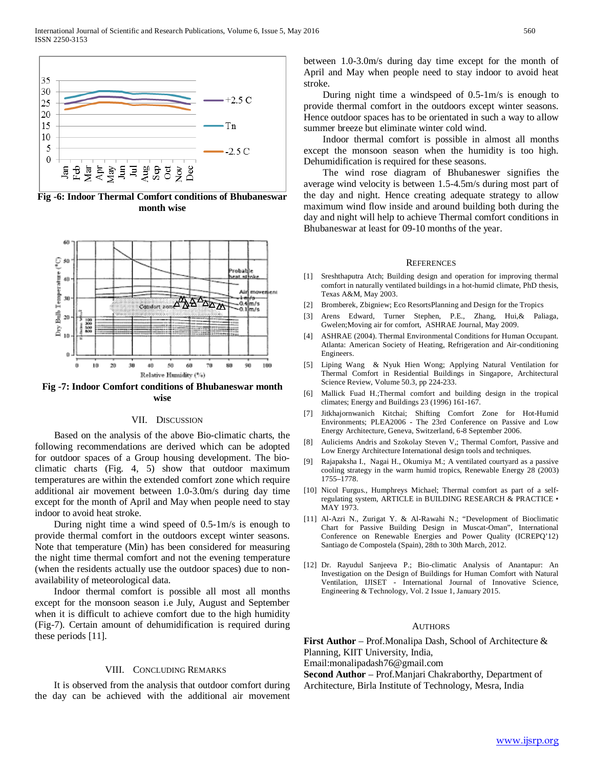Fig -6: Indoor Thermal Comfort conditions of Bhubaneswar month wise

Fig -7: Indoor Comfort conditions of Bhubaneswar month wise

## VII. Discussion

Based on the analysis of the above Bio-climatic charts, the following recommendations are derived which can be adopted for outdoor spaces of a Group housing development. The bio-climatic charts (Fig. 4, 5) show that outdoor maximum temperatures are within the extended comfort zone which require additional air movement between 1.0-3.0m/s during day time except for the month of April and May when people need to stay indoor to avoid heat stroke.

During night time a wind speed of 0.5-1m/s is enough to provide thermal comfort in the outdoors except winter seasons. Note that temperature (Min) has been considered for measuring the night time thermal comfort and not the evening temperature (when the residents actually use the outdoor spaces) due to non-availability of meteorological data.

Indoor thermal comfort is possible all most all months except for the monsoon season i.e July, August and September when it is difficult to achieve comfort due to the high humidity (Fig-7). Certain amount of dehumidification is required during these periods [11].

## VIII. Concluding Remarks

It is observed from the analysis that outdoor comfort during the day can be achieved with the additional air movement between 1.0-3.0m/s during day time except for the month of April and May when people need to stay indoor to avoid heat stroke.

During night time a windspeed of 0.5-1m/s is enough to provide thermal comfort in the outdoors except winter seasons. Hence outdoor spaces has to be orientated in such a way to allow summer breeze but eliminate winter cold wind.

Indoor thermal comfort is possible in almost all months except the monsoon season when the humidity is too high. Dehumidification is required for these seasons.

The wind rose diagram of Bhubaneswer signifies the average wind velocity is between 1.5-4.5m/s during most part of the day and night. Hence creating adequate strategy to allow maximum wind flow inside and around building both during the day and night will help to achieve Thermal comfort conditions in Bhubaneswar at least for 09-10 months of the year.

## References

[1] Sreshthaputra Atch; Building design and operation for improving thermal comfort in naturally ventilated buildings in a hot-humid climate, PhD thesis, Texas A&M, May 2003.

[2] Bromberek, Zbigniew; Eco ResortsPlanning and Design for the Tropics

[3] Arens Edward, Turner Stephen, P.E., Zhang, Hui,& Paliaga, Gwelen;Moving air for comfort, ASHRAE Journal, May 2009.

[4] ASHRAE (2004). Thermal Environmental Conditions for Human Occupant. Atlanta: American Society of Heating, Refrigeration and Air-conditioning Engineers.

[5] Liping Wang & Nyuk Hien Wong; Applying Natural Ventilation for Thermal Comfort in Residential Buildings in Singapore, Architectural Science Review, Volume 50.3, pp 224-233.

[6] Mallick Fuad H.;Thermal comfort and building design in the tropical climates; Energy and Buildings 23 (1996) 161-167.

[7] Jitkhajornwanich Kitchai; Shifting Comfort Zone for Hot-Humid Environments; PLEA2006 - The 23rd Conference on Passive and Low Energy Architecture, Geneva, Switzerland, 6-8 September 2006.

[8] Auliciems Andris and Szokolay Steven V,; Thermal Comfort, Passive and Low Energy Architecture International design tools and techniques.

[9] Rajapaksha I., Nagai H., Okumiya M.; A ventilated courtyard as a passive cooling strategy in the warm humid tropics, Renewable Energy 28 (2003) 1755–1778.

[10] Nicol Furgus., Humphreys Michael; Thermal comfort as part of a self-regulating system, ARTICLE in BUILDING RESEARCH & PRACTICE • MAY 1973.

[11] Al-Azri N., Zurigat Y. & Al-Rawahi N.; "Development of Bioclimatic Chart for Passive Building Design in Muscat-Oman", International Conference on Renewable Energies and Power Quality (ICREPQ'12) Santiago de Compostela (Spain), 28th to 30th March, 2012.

[12] Dr. Rayudul Sanjeeva P.; Bio-climatic Analysis of Anantapur: An Investigation on the Design of Buildings for Human Comfort with Natural Ventilation, IJISET - International Journal of Innovative Science, Engineering & Technology, Vol. 2 Issue 1, January 2015.

## Authors

**First Author** – Prof.Monalipa Dash, School of Architecture & Planning, KIIT University, India, Email:monalipadash76@gmail.com

**Second Author** – Prof.Manjari Chakraborthy, Department of Architecture, Birla Institute of Technology, Mesra, India